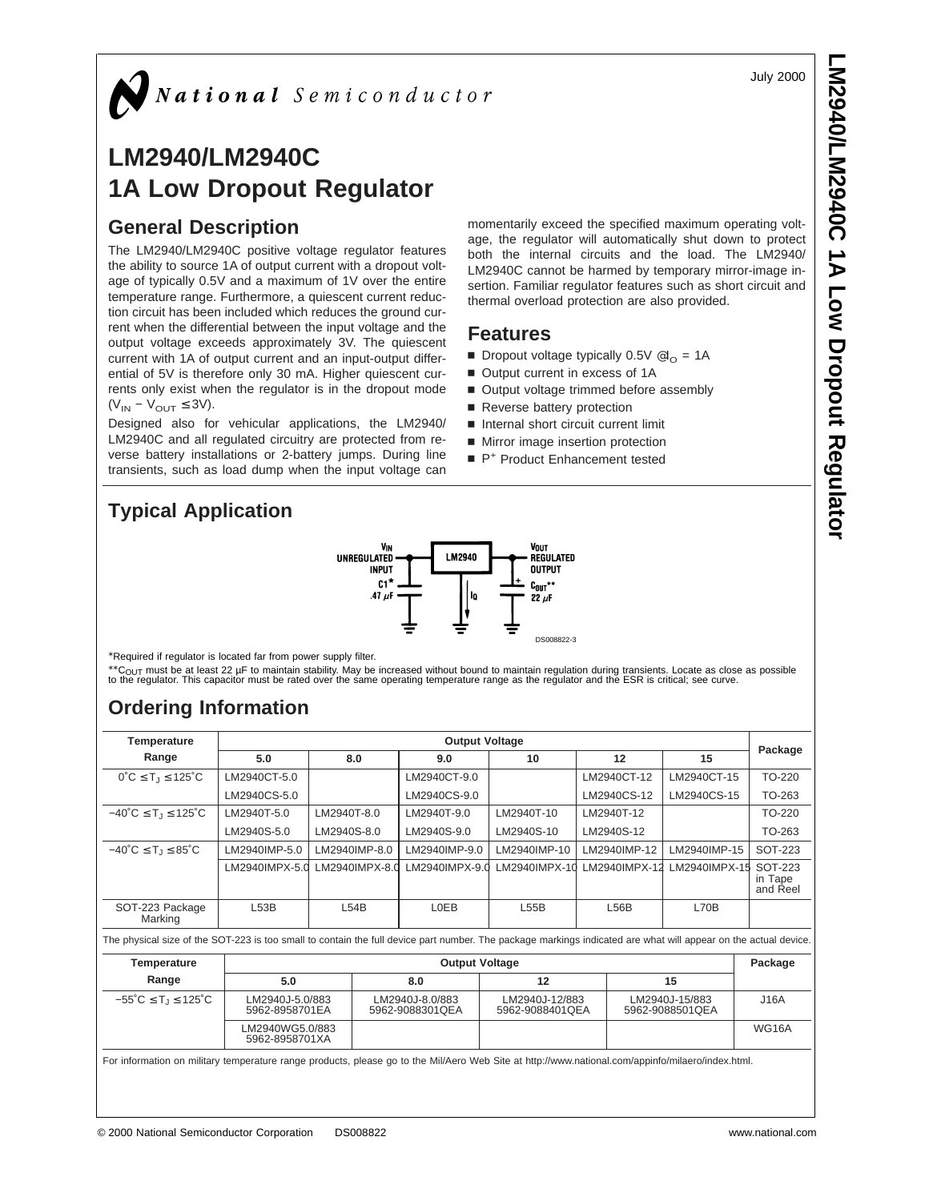National Semiconductor

July 2000

# LM2940/LM2940C 1A Low Dropout Regulator

## General Description

The LM2940/LM2940C positive voltage regulator features the ability to source 1A of output current with a dropout voltage of typically 0.5V and a maximum of 1V over the entire temperature range. Furthermore, a quiescent current reduction circuit has been included which reduces the ground current when the differential between the input voltage and the output voltage exceeds approximately 3V. The quiescent current with 1A of output current and an input-output differential of 5V is therefore only 30 mA. Higher quiescent currents only exist when the regulator is in the dropout mode ($V_{IN} - V_{OUT} \leq 3V$).

Designed also for vehicular applications, the LM2940/LM2940C and all regulated circuitry are protected from reverse battery installations or 2-battery jumps. During line transients, such as load dump when the input voltage can momentarily exceed the specified maximum operating voltage, the regulator will automatically shut down to protect both the internal circuits and the load. The LM2940/LM2940C cannot be harmed by temporary mirror-image insertion. Familiar regulator features such as short circuit and thermal overload protection are also provided.

## Features

- Dropout voltage typically 0.5V $@I_O$ = 1A
- Output current in excess of 1A
- Output voltage trimmed before assembly
- Reverse battery protection
- Internal short circuit current limit
- Mirror image insertion protection
- P+ Product Enhancement tested

## Typical Application

DS008822-3

*Required if regulator is located far from power supply filter.

**$C_{OUT}$ must be at least 22 µF to maintain stability. May be increased without bound to maintain regulation during transients. Locate as close as possible to the regulator. This capacitor must be rated over the same operating temperature range as the regulator and the ESR is critical; see curve.

## Ordering Information

| Temperature Range | Output Voltage | | | | | | Package |
|---|---|---|---|---|---|---|---|
| | 5.0 | 8.0 | 9.0 | 10 | 12 | 15 | |
| 0˚C ≤ $T_J$ ≤ 125˚C | LM2940CT-5.0 | | LM2940CT-9.0 | | LM2940CT-12 | LM2940CT-15 | TO-220 |
| | LM2940CS-5.0 | | LM2940CS-9.0 | | LM2940CS-12 | LM2940CS-15 | TO-263 |
| −40˚C ≤ $T_J$ ≤ 125˚C | LM2940T-5.0 | LM2940T-8.0 | LM2940T-9.0 | LM2940T-10 | LM2940T-12 | | TO-220 |
| | LM2940S-5.0 | LM2940S-8.0 | LM2940S-9.0 | LM2940S-10 | LM2940S-12 | | TO-263 |
| −40˚C ≤ $T_J$ ≤ 85˚C | LM2940IMP-5.0 | LM2940IMP-8.0 | LM2940IMP-9.0 | LM2940IMP-10 | LM2940IMP-12 | LM2940IMP-15 | SOT-223 |
| | LM2940IMPX-5.0 | LM2940IMPX-8.0 | LM2940IMPX-9.0 | LM2940IMPX-10 | LM2940IMPX-12 | LM2940IMPX-15 | SOT-223 in Tape and Reel |
| SOT-223 Package Marking | L53B | L54B | L0EB | L55B | L56B | L70B | |

The physical size of the SOT-223 is too small to contain the full device part number. The package markings indicated are what will appear on the actual device.

| Temperature Range | Output Voltage | | | | Package |
|---|---|---|---|---|---|
| | 5.0 | 8.0 | 12 | 15 | |
| −55˚C ≤ $T_J$ ≤ 125˚C | LM2940J-5.0/883 5962-8958701EA | LM2940J-8.0/883 5962-9088301QEA | LM2940J-12/883 5962-9088401QEA | LM2940J-15/883 5962-9088501QEA | J16A |
| | LM2940WG5.0/883 5962-8958701XA | | | | WG16A |

For information on military temperature range products, please go to the Mil/Aero Web Site at http://www.national.com/appinfo/milaero/index.html.

© 2000 National Semiconductor Corporation DS008822 www.national.com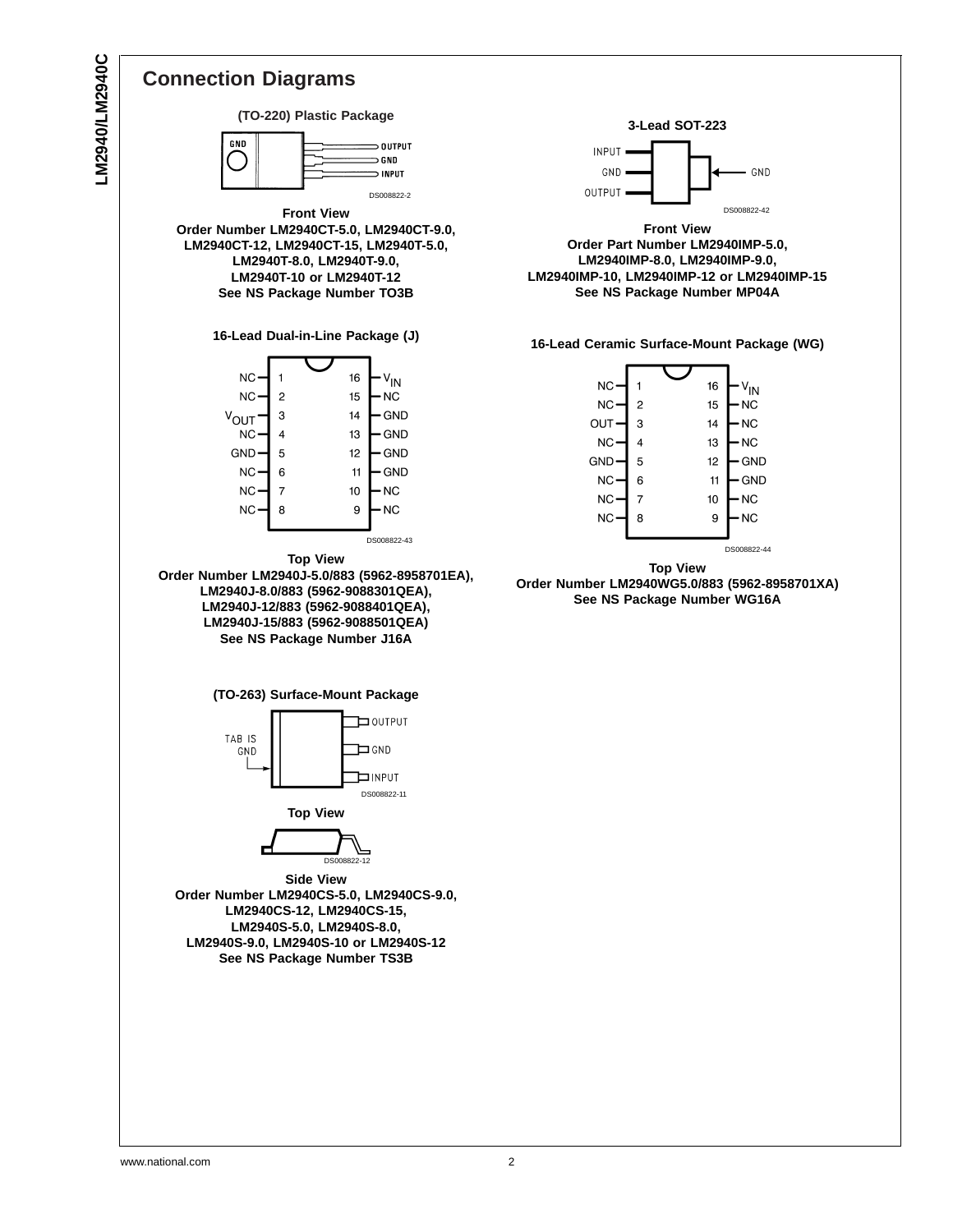## Connection Diagrams

**(TO-220) Plastic Package**

GND | OUTPUT | GND | INPUT

DS008822-2

**Front View**
**Order Number LM2940CT-5.0, LM2940CT-9.0, LM2940CT-12, LM2940CT-15, LM2940T-5.0, LM2940T-8.0, LM2940T-9.0, LM2940T-10 or LM2940T-12**
**See NS Package Number TO3B**

**3-Lead SOT-223**

INPUT | GND | OUTPUT | GND

DS008822-42

**Front View**
**Order Part Number LM2940IMP-5.0, LM2940IMP-8.0, LM2940IMP-9.0, LM2940IMP-10, LM2940IMP-12 or LM2940IMP-15**
**See NS Package Number MP04A**

**16-Lead Dual-in-Line Package (J)**

| Pin | Function | Pin | Function |
|---|---|---|---|
| 1 | NC | 16 | $V_{IN}$ |
| 2 | NC | 15 | NC |
| 3 | $V_{OUT}$ | 14 | GND |
| 4 | NC | 13 | GND |
| 5 | GND | 12 | GND |
| 6 | NC | 11 | GND |
| 7 | NC | 10 | NC |
| 8 | NC | 9 | NC |

DS008822-43

**Top View**
**Order Number LM2940J-5.0/883 (5962-8958701EA), LM2940J-8.0/883 (5962-9088301QEA), LM2940J-12/883 (5962-9088401QEA), LM2940J-15/883 (5962-9088501QEA)**
**See NS Package Number J16A**

**16-Lead Ceramic Surface-Mount Package (WG)**

| Pin | Function | Pin | Function |
|---|---|---|---|
| 1 | NC | 16 | $V_{IN}$ |
| 2 | NC | 15 | NC |
| 3 | OUT | 14 | NC |
| 4 | NC | 13 | NC |
| 5 | GND | 12 | GND |
| 6 | NC | 11 | GND |
| 7 | NC | 10 | NC |
| 8 | NC | 9 | NC |

DS008822-44

**Top View**
**Order Number LM2940WG5.0/883 (5962-8958701XA)**
**See NS Package Number WG16A**

**(TO-263) Surface-Mount Package**

TAB IS GND | OUTPUT | GND | INPUT

DS008822-11

**Top View**

DS008822-12

**Side View**
**Order Number LM2940CS-5.0, LM2940CS-9.0, LM2940CS-12, LM2940CS-15, LM2940S-5.0, LM2940S-8.0, LM2940S-9.0, LM2940S-10 or LM2940S-12**
**See NS Package Number TS3B**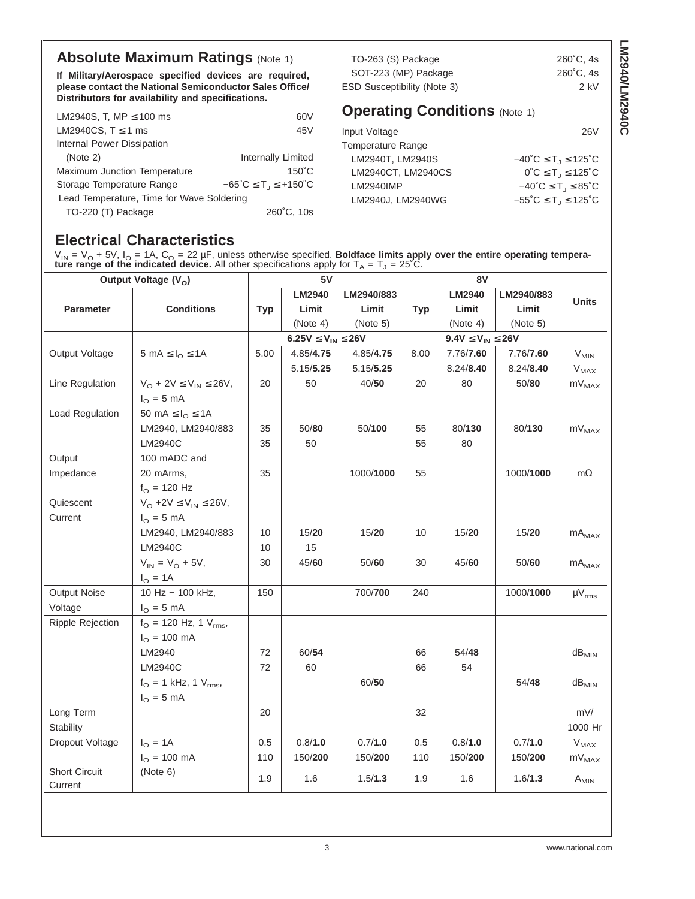## Absolute Maximum Ratings (Note 1)

**If Military/Aerospace specified devices are required, please contact the National Semiconductor Sales Office/ Distributors for availability and specifications.**

| | |
|---|---|
| LM2940S, T, MP ≤ 100 ms | 60V |
| LM2940CS, T ≤ 1 ms | 45V |
| Internal Power Dissipation (Note 2) | Internally Limited |
| Maximum Junction Temperature | 150˚C |
| Storage Temperature Range | −65˚C ≤ $T_J$ ≤ +150˚C |
| Lead Temperature, Time for Wave Soldering | |
| TO-220 (T) Package | 260˚C, 10s |
| TO-263 (S) Package | 260˚C, 4s |
| SOT-223 (MP) Package | 260˚C, 4s |
| ESD Susceptibility (Note 3) | 2 kV |

## Operating Conditions (Note 1)

| | |
|---|---|
| Input Voltage | 26V |
| Temperature Range | |
| LM2940T, LM2940S | −40˚C ≤ $T_J$ ≤ 125˚C |
| LM2940CT, LM2940CS | 0˚C ≤ $T_J$ ≤ 125˚C |
| LM2940IMP | −40˚C ≤ $T_J$ ≤ 85˚C |
| LM2940J, LM2940WG | −55˚C ≤ $T_J$ ≤ 125˚C |

## Electrical Characteristics

$V_{IN} = V_O + 5V$, $I_O = 1A$, $C_O = 22\ \mu F$, unless otherwise specified. **Boldface limits apply over the entire operating temperature range of the indicated device.** All other specifications apply for $T_A = T_J = 25˚C$.

| Output Voltage ($V_O$) | | 5V | | | 8V | | | |
|---|---|---|---|---|---|---|---|---|
| **Parameter** | **Conditions** | **Typ** | **LM2940 Limit (Note 4)** | **LM2940/883 Limit (Note 5)** | **Typ** | **LM2940 Limit (Note 4)** | **LM2940/883 Limit (Note 5)** | **Units** |
| | | 6.25V ≤ $V_{IN}$ ≤ 26V | | | 9.4V ≤ $V_{IN}$ ≤ 26V | | | |
| Output Voltage | 5 mA ≤ $I_O$ ≤ 1A | 5.00 | 4.85/**4.75** | 4.85/**4.75** | 8.00 | 7.76/**7.60** | 7.76/**7.60** | $V_{MIN}$ |
| | | | 5.15/**5.25** | 5.15/**5.25** | | 8.24/**8.40** | 8.24/**8.40** | $V_{MAX}$ |
| Line Regulation | $V_O$ + 2V ≤ $V_{IN}$ ≤ 26V, $I_O$ = 5 mA | 20 | 50 | 40/**50** | 20 | 80 | 50/**80** | $mV_{MAX}$ |
| Load Regulation | 50 mA ≤ $I_O$ ≤ 1A | | | | | | | |
| | LM2940, LM2940/883 | 35 | 50/**80** | 50/**100** | 55 | 80/**130** | 80/**130** | $mV_{MAX}$ |
| | LM2940C | 35 | 50 | | 55 | 80 | | |
| Output Impedance | 100 mADC and 20 mArms, $f_O$ = 120 Hz | 35 | | 1000/**1000** | 55 | | 1000/**1000** | mΩ |
| Quiescent Current | $V_O$ +2V ≤ $V_{IN}$ ≤ 26V, $I_O$ = 5 mA | | | | | | | |
| | LM2940, LM2940/883 | 10 | 15/**20** | 15/**20** | 10 | 15/**20** | 15/**20** | $mA_{MAX}$ |
| | LM2940C | 10 | 15 | | 10 | 15 | | |
| | $V_{IN} = V_O + 5V$, $I_O$ = 1A | 30 | 45/**60** | 50/**60** | 30 | 45/**60** | 50/**60** | $mA_{MAX}$ |
| Output Noise Voltage | 10 Hz − 100 kHz, $I_O$ = 5 mA | 150 | | 700/**700** | 240 | | 1000/**1000** | $\mu V_{rms}$ |
| Ripple Rejection | $f_O$ = 120 Hz, 1 $V_{rms}$, $I_O$ = 100 mA | | | | | | | |
| | LM2940 | 72 | 60/**54** | | 66 | 54/**48** | | $dB_{MIN}$ |
| | LM2940C | 72 | 60 | | 66 | 54 | | |
| | $f_O$ = 1 kHz, 1 $V_{rms}$, $I_O$ = 5 mA | | | 60/**50** | | | 54/**48** | $dB_{MIN}$ |
| Long Term Stability | | 20 | | | 32 | | | mV/ 1000 Hr |
| Dropout Voltage | $I_O$ = 1A | 0.5 | 0.8/**1.0** | 0.7/**1.0** | 0.5 | 0.8/**1.0** | 0.7/**1.0** | $V_{MAX}$ |
| | $I_O$ = 100 mA | 110 | 150/**200** | 150/**200** | 110 | 150/**200** | 150/**200** | $mV_{MAX}$ |
| Short Circuit Current | (Note 6) | 1.9 | 1.6 | 1.5/**1.3** | 1.9 | 1.6 | 1.6/**1.3** | $A_{MIN}$ |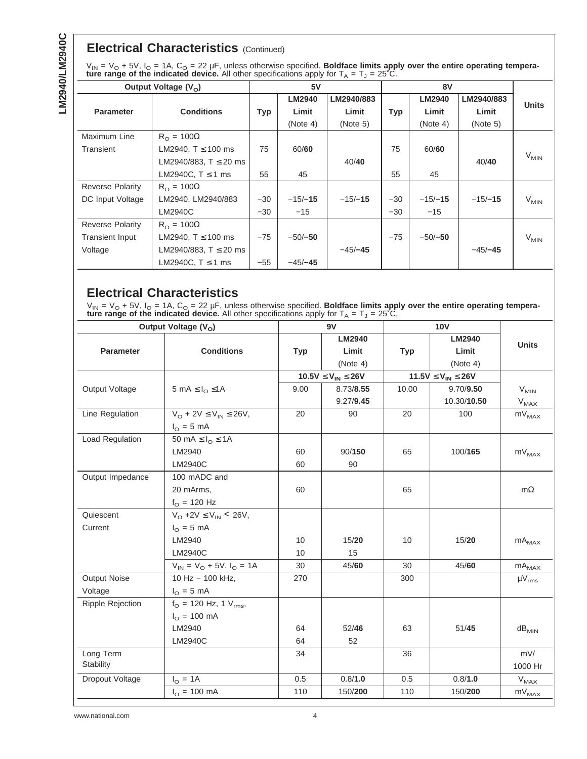## Electrical Characteristics (Continued)

$V_{IN} = V_O + 5V$, $I_O = 1A$, $C_O = 22\ \mu F$, unless otherwise specified. **Boldface limits apply over the entire operating temperature range of the indicated device.** All other specifications apply for $T_A = T_J = 25°C$.

| Output Voltage ($V_O$) | | 5V | | | 8V | | | |
|---|---|---|---|---|---|---|---|---|
| **Parameter** | **Conditions** | **Typ** | **LM2940 Limit (Note 4)** | **LM2940/883 Limit (Note 5)** | **Typ** | **LM2940 Limit (Note 4)** | **LM2940/883 Limit (Note 5)** | **Units** |
| Maximum Line Transient | $R_O = 100\Omega$ | | | | | | | $V_{MIN}$ |
| | LM2940, T ≤ 100 ms | 75 | 60/**60** | | 75 | 60/**60** | | |
| | LM2940/883, T ≤ 20 ms | | | 40/**40** | | | 40/**40** | |
| | LM2940C, T ≤ 1 ms | 55 | 45 | | 55 | 45 | | |
| Reverse Polarity DC Input Voltage | $R_O = 100\Omega$ | | | | | | | $V_{MIN}$ |
| | LM2940, LM2940/883 | −30 | −15/**−15** | −15/**−15** | −30 | −15/**−15** | −15/**−15** | |
| | LM2940C | −30 | −15 | | −30 | −15 | | |
| Reverse Polarity Transient Input Voltage | $R_O = 100\Omega$ | | | | | | | $V_{MIN}$ |
| | LM2940, T ≤ 100 ms | −75 | −50/**−50** | | −75 | −50/**−50** | | |
| | LM2940/883, T ≤ 20 ms | | | −45/**−45** | | | −45/**−45** | |
| | LM2940C, T ≤ 1 ms | −55 | −45/**−45** | | | | | |

## Electrical Characteristics

$V_{IN} = V_O + 5V$, $I_O = 1A$, $C_O = 22\ \mu F$, unless otherwise specified. **Boldface limits apply over the entire operating temperature range of the indicated device.** All other specifications apply for $T_A = T_J = 25°C$.

| Output Voltage ($V_O$) | | 9V | | 10V | | |
|---|---|---|---|---|---|---|
| **Parameter** | **Conditions** | **Typ** | **LM2940 Limit (Note 4)** | **Typ** | **LM2940 Limit (Note 4)** | **Units** |
| | | $10.5V \le V_{IN} \le 26V$ | | $11.5V \le V_{IN} \le 26V$ | | |
| Output Voltage | 5 mA ≤ $I_O$ ≤ 1A | 9.00 | 8.73/**8.55** | 10.00 | 9.70/**9.50** | $V_{MIN}$ |
| | | | 9.27/**9.45** | | 10.30/**10.50** | $V_{MAX}$ |
| Line Regulation | $V_O + 2V \le V_{IN} \le 26V$, $I_O = 5$ mA | 20 | 90 | 20 | 100 | $mV_{MAX}$ |
| Load Regulation | 50 mA ≤ $I_O$ ≤ 1A | | | | | $mV_{MAX}$ |
| | LM2940 | 60 | 90/**150** | 65 | 100/**165** | |
| | LM2940C | 60 | 90 | | | |
| Output Impedance | 100 mADC and 20 mArms, $f_O = 120$ Hz | 60 | | 65 | | mΩ |
| Quiescent Current | $V_O + 2V \le V_{IN} < 26V$, $I_O = 5$ mA | | | | | |
| | LM2940 | 10 | 15/**20** | 10 | 15/**20** | $mA_{MAX}$ |
| | LM2940C | 10 | 15 | | | |
| | $V_{IN} = V_O + 5V$, $I_O = 1A$ | 30 | 45/**60** | 30 | 45/**60** | $mA_{MAX}$ |
| Output Noise Voltage | 10 Hz − 100 kHz, $I_O = 5$ mA | 270 | | 300 | | $\mu V_{rms}$ |
| Ripple Rejection | $f_O = 120$ Hz, 1 $V_{rms}$, $I_O = 100$ mA | | | | | $dB_{MIN}$ |
| | LM2940 | 64 | 52/**46** | 63 | 51/**45** | |
| | LM2940C | 64 | 52 | | | |
| Long Term Stability | | 34 | | 36 | | mV/ 1000 Hr |
| Dropout Voltage | $I_O = 1A$ | 0.5 | 0.8/**1.0** | 0.5 | 0.8/**1.0** | $V_{MAX}$ |
| | $I_O = 100$ mA | 110 | 150/**200** | 110 | 150/**200** | $mV_{MAX}$ |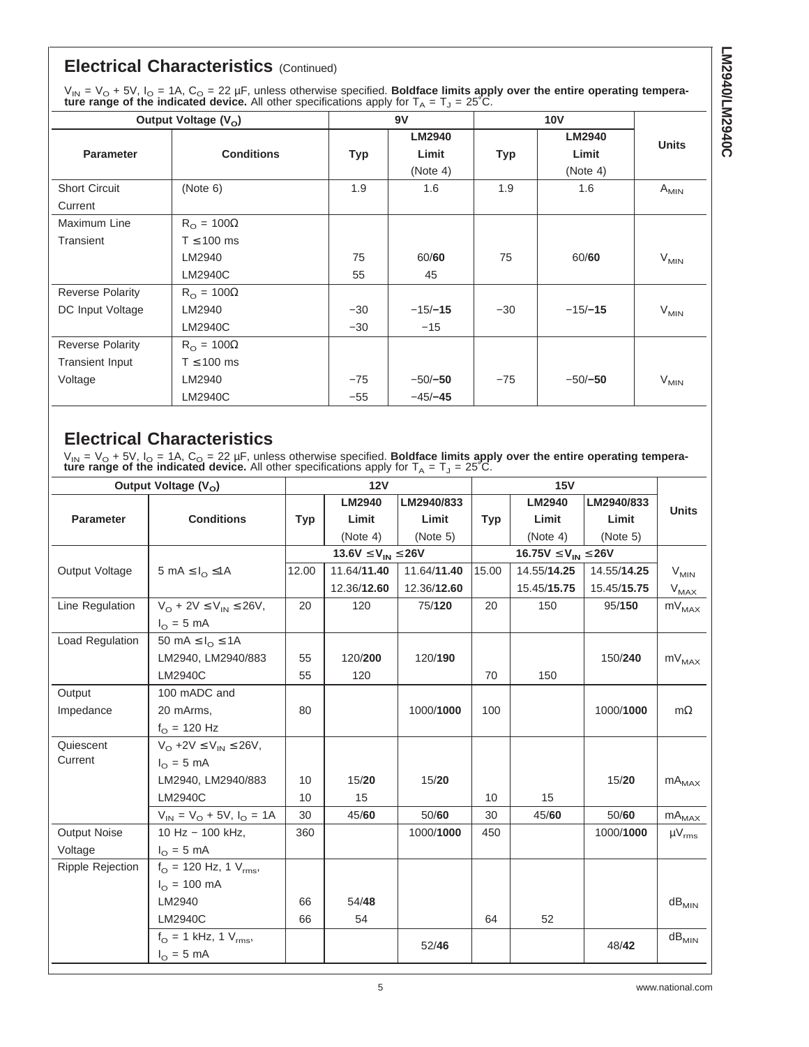## Electrical Characteristics (Continued)

$V_{IN} = V_O + 5V$, $I_O = 1A$, $C_O = 22\ \mu F$, unless otherwise specified. **Boldface limits apply over the entire operating temperature range of the indicated device.** All other specifications apply for $T_A = T_J = 25°C$.

| Output Voltage ($V_O$) | | 9V | | 10V | | |
|---|---|---|---|---|---|---|
| **Parameter** | **Conditions** | **Typ** | **LM2940 Limit (Note 4)** | **Typ** | **LM2940 Limit (Note 4)** | **Units** |
| Short Circuit Current | (Note 6) | 1.9 | 1.6 | 1.9 | 1.6 | $A_{MIN}$ |
| Maximum Line Transient | $R_O = 100\Omega$, $T \leq 100$ ms | | | | | |
| | LM2940 | 75 | 60/**60** | 75 | 60/**60** | $V_{MIN}$ |
| | LM2940C | 55 | 45 | | | |
| Reverse Polarity DC Input Voltage | $R_O = 100\Omega$ | | | | | |
| | LM2940 | −30 | −15/**−15** | −30 | −15/**−15** | $V_{MIN}$ |
| | LM2940C | −30 | −15 | | | |
| Reverse Polarity Transient Input Voltage | $R_O = 100\Omega$, $T \leq 100$ ms | | | | | |
| | LM2940 | −75 | −50/**−50** | −75 | −50/**−50** | $V_{MIN}$ |
| | LM2940C | −55 | −45/**−45** | | | |

## Electrical Characteristics

$V_{IN} = V_O + 5V$, $I_O = 1A$, $C_O = 22\ \mu F$, unless otherwise specified. **Boldface limits apply over the entire operating temperature range of the indicated device.** All other specifications apply for $T_A = T_J = 25°C$.

| Output Voltage ($V_O$) | | 12V | | | 15V | | | |
|---|---|---|---|---|---|---|---|---|
| **Parameter** | **Conditions** | **Typ** | **LM2940 Limit (Note 4)** | **LM2940/833 Limit (Note 5)** | **Typ** | **LM2940 Limit (Note 4)** | **LM2940/833 Limit (Note 5)** | **Units** |
| | | 13.6V ≤ $V_{IN}$ ≤ 26V | | | 16.75V ≤ $V_{IN}$ ≤ 26V | | | |
| Output Voltage | 5 mA ≤ $I_O$ ≤ 1A | 12.00 | 11.64/**11.40** | 11.64/**11.40** | 15.00 | 14.55/**14.25** | 14.55/**14.25** | $V_{MIN}$ |
| | | | 12.36/**12.60** | 12.36/**12.60** | | 15.45/**15.75** | 15.45/**15.75** | $V_{MAX}$ |
| Line Regulation | $V_O$ + 2V ≤ $V_{IN}$ ≤ 26V, $I_O$ = 5 mA | 20 | 120 | 75/**120** | 20 | 150 | 95/**150** | $mV_{MAX}$ |
| Load Regulation | 50 mA ≤ $I_O$ ≤ 1A | | | | | | | |
| | LM2940, LM2940/883 | 55 | 120/**200** | 120/**190** | | | 150/**240** | $mV_{MAX}$ |
| | LM2940C | 55 | 120 | | 70 | 150 | | |
| Output Impedance | 100 mADC and 20 mArms, $f_O$ = 120 Hz | 80 | | 1000/**1000** | 100 | | 1000/**1000** | mΩ |
| Quiescent Current | $V_O$ +2V ≤ $V_{IN}$ ≤ 26V, $I_O$ = 5 mA | | | | | | | |
| | LM2940, LM2940/883 | 10 | 15/**20** | 15/**20** | | | 15/**20** | $mA_{MAX}$ |
| | LM2940C | 10 | 15 | | 10 | 15 | | |
| | $V_{IN} = V_O + 5V$, $I_O$ = 1A | 30 | 45/**60** | 50/**60** | 30 | 45/**60** | 50/**60** | $mA_{MAX}$ |
| Output Noise Voltage | 10 Hz − 100 kHz, $I_O$ = 5 mA | 360 | | 1000/**1000** | 450 | | 1000/**1000** | $\mu V_{rms}$ |
| Ripple Rejection | $f_O$ = 120 Hz, 1 $V_{rms}$, $I_O$ = 100 mA | | | | | | | |
| | LM2940 | 66 | 54/**48** | | | | | $dB_{MIN}$ |
| | LM2940C | 66 | 54 | | 64 | 52 | | |
| | $f_O$ = 1 kHz, 1 $V_{rms}$, $I_O$ = 5 mA | | | 52/**46** | | | 48/**42** | $dB_{MIN}$ |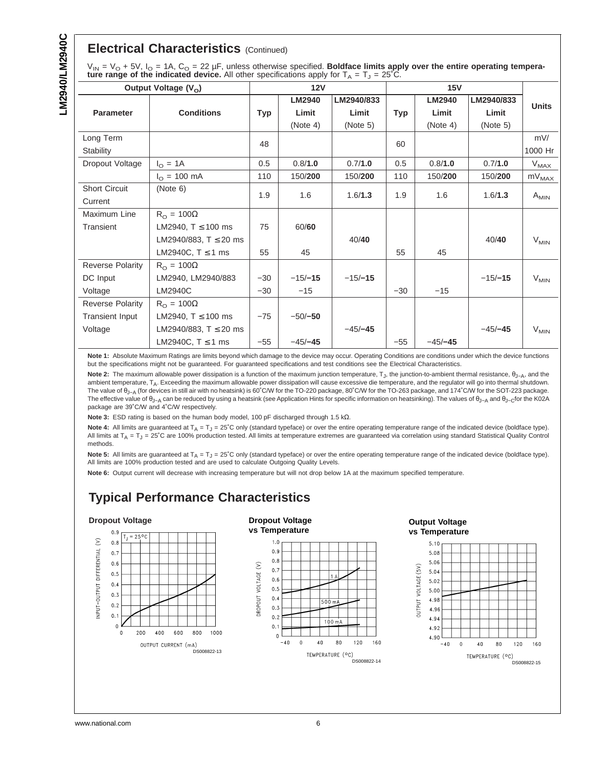## Electrical Characteristics (Continued)

$V_{IN} = V_O + 5V$, $I_O = 1A$, $C_O = 22\ \mu F$, unless otherwise specified. **Boldface limits apply over the entire operating temperature range of the indicated device.** All other specifications apply for $T_A = T_J = 25°C$.

| Output Voltage ($V_O$) | | 12V | | | 15V | | | Units |
|---|---|---|---|---|---|---|---|---|
| Parameter | Conditions | Typ | LM2940 Limit (Note 4) | LM2940/833 Limit (Note 5) | Typ | LM2940 Limit (Note 4) | LM2940/833 Limit (Note 5) | |
| Long Term Stability | | 48 | | | 60 | | | mV/ 1000 Hr |
| Dropout Voltage | $I_O$ = 1A | 0.5 | 0.8/**1.0** | 0.7/**1.0** | 0.5 | 0.8/**1.0** | 0.7/**1.0** | $V_{MAX}$ |
| | $I_O$ = 100 mA | 110 | 150/**200** | 150/**200** | 110 | 150/**200** | 150/**200** | $mV_{MAX}$ |
| Short Circuit Current | (Note 6) | 1.9 | 1.6 | 1.6/**1.3** | 1.9 | 1.6 | 1.6/**1.3** | $A_{MIN}$ |
| Maximum Line Transient | $R_O = 100\Omega$ | | | | | | | $V_{MIN}$ |
| | LM2940, T ≤ 100 ms | 75 | 60/**60** | | | | | |
| | LM2940/883, T ≤ 20 ms | | | 40/**40** | | | 40/**40** | |
| | LM2940C, T ≤ 1 ms | 55 | 45 | | 55 | 45 | | |
| Reverse Polarity DC Input Voltage | $R_O = 100\Omega$ | | | | | | | $V_{MIN}$ |
| | LM2940, LM2940/883 | −30 | −15/**−15** | −15/**−15** | | | −15/**−15** | |
| | LM2940C | −30 | −15 | | −30 | −15 | | |
| Reverse Polarity Transient Input Voltage | $R_O = 100\Omega$ | | | | | | | $V_{MIN}$ |
| | LM2940, T ≤ 100 ms | −75 | −50/**−50** | | | | | |
| | LM2940/883, T ≤ 20 ms | | | −45/**−45** | | | −45/**−45** | |
| | LM2940C, T ≤ 1 ms | −55 | −45/**−45** | | −55 | −45/**−45** | | |

**Note 1:** Absolute Maximum Ratings are limits beyond which damage to the device may occur. Operating Conditions are conditions under which the device functions but the specifications might not be guaranteed. For guaranteed specifications and test conditions see the Electrical Characteristics.

**Note 2:** The maximum allowable power dissipation is a function of the maximum junction temperature, $T_J$, the junction-to-ambient thermal resistance, $\theta_{J-A}$, and the ambient temperature, $T_A$. Exceeding the maximum allowable power dissipation will cause excessive die temperature, and the regulator will go into thermal shutdown. The value of $\theta_{J-A}$ (for devices in still air with no heatsink) is 60˚C/W for the TO-220 package, 80˚C/W for the TO-263 package, and 174˚C/W for the SOT-223 package. The effective value of $\theta_{J-A}$ can be reduced by using a heatsink (see Application Hints for specific information on heatsinking). The values of $\theta_{J-A}$ and $\theta_{J-C}$ for the K02A package are 39˚C/W and 4˚C/W respectively.

**Note 3:** ESD rating is based on the human body model, 100 pF discharged through 1.5 kΩ.

**Note 4:** All limits are guaranteed at $T_A = T_J = 25°C$ only (standard typeface) or over the entire operating temperature range of the indicated device (boldface type). All limits at $T_A = T_J = 25°C$ are 100% production tested. All limits at temperature extremes are guaranteed via correlation using standard Statistical Quality Control methods.

**Note 5:** All limits are guaranteed at $T_A = T_J = 25°C$ only (standard typeface) or over the entire operating temperature range of the indicated device (boldface type). All limits are 100% production tested and are used to calculate Outgoing Quality Levels.

**Note 6:** Output current will decrease with increasing temperature but will not drop below 1A at the maximum specified temperature.

## Typical Performance Characteristics

**Dropout Voltage**

DS008822-13

**Dropout Voltage vs Temperature**

DS008822-14

**Output Voltage vs Temperature**

DS008822-15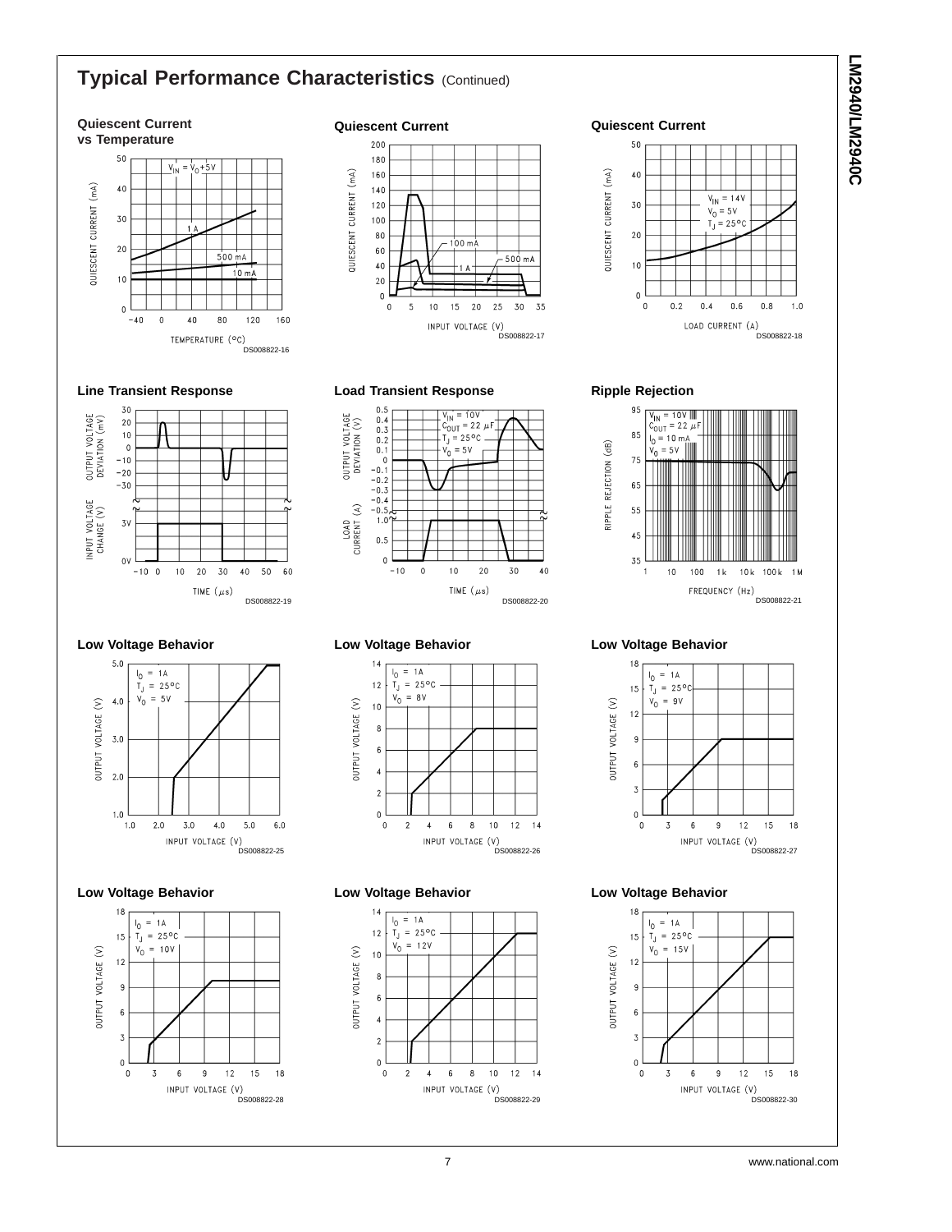## Typical Performance Characteristics (Continued)

**Quiescent Current vs Temperature**

$V_{IN} = V_O + 5V$

DS008822-16

**Quiescent Current**

DS008822-17

**Quiescent Current**

$V_{IN} = 14V$
$V_O = 5V$
$T_J = 25°C$

DS008822-18

**Line Transient Response**

DS008822-19

**Load Transient Response**

$V_{IN} = 10V$
$C_{OUT} = 22\ \mu F$
$T_J = 25°C$
$V_O = 5V$

DS008822-20

**Ripple Rejection**

$V_{IN} = 10V$
$C_{OUT} = 22\ \mu F$
$I_O = 10\ mA$
$V_O = 5V$

DS008822-21

**Low Voltage Behavior**

$I_O = 1A$
$T_J = 25°C$
$V_O = 5V$

DS008822-25

**Low Voltage Behavior**

$I_O = 1A$
$T_J = 25°C$
$V_O = 8V$

DS008822-26

**Low Voltage Behavior**

$I_O = 1A$
$T_J = 25°C$
$V_O = 9V$

DS008822-27

**Low Voltage Behavior**

$I_O = 1A$
$T_J = 25°C$
$V_O = 10V$

DS008822-28

**Low Voltage Behavior**

$I_O = 1A$
$T_J = 25°C$
$V_O = 12V$

DS008822-29

**Low Voltage Behavior**

$I_O = 1A$
$T_J = 25°C$
$V_O = 15V$

DS008822-30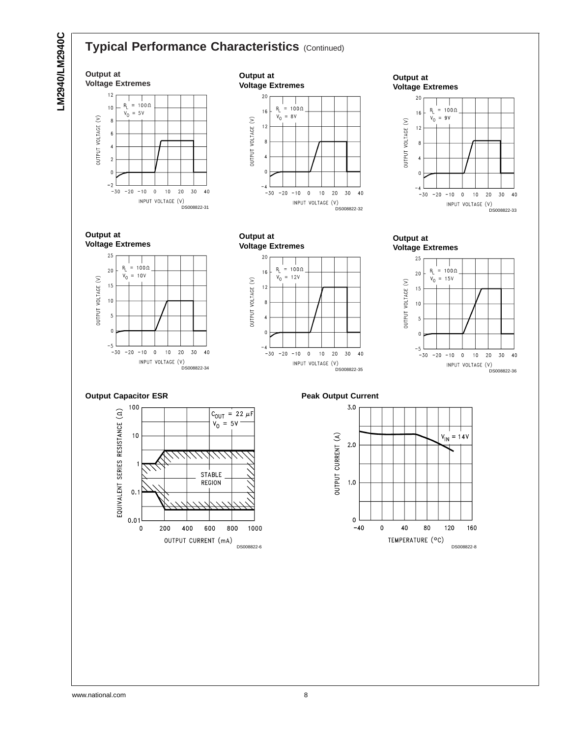## Typical Performance Characteristics (Continued)

**Output at Voltage Extremes**

$R_L$ = 100Ω
$V_O$ = 5V

OUTPUT VOLTAGE (V)

INPUT VOLTAGE (V)

DS008822-31

**Output at Voltage Extremes**

$R_L$ = 100Ω
$V_O$ = 8V

OUTPUT VOLTAGE (V)

INPUT VOLTAGE (V)

DS008822-32

**Output at Voltage Extremes**

$R_L$ = 100Ω
$V_O$ = 9V

OUTPUT VOLTAGE (V)

INPUT VOLTAGE (V)

DS008822-33

**Output at Voltage Extremes**

$R_L$ = 100Ω
$V_O$ = 10V

OUTPUT VOLTAGE (V)

INPUT VOLTAGE (V)

DS008822-34

**Output at Voltage Extremes**

$R_L$ = 100Ω
$V_O$ = 12V

OUTPUT VOLTAGE (V)

INPUT VOLTAGE (V)

DS008822-35

**Output at Voltage Extremes**

$R_L$ = 100Ω
$V_O$ = 15V

OUTPUT VOLTAGE (V)

INPUT VOLTAGE (V)

DS008822-36

**Output Capacitor ESR**

$C_{OUT}$ = 22 µF
$V_O$ = 5V

STABLE REGION

EQUIVALENT SERIES RESISTANCE (Ω)

OUTPUT CURRENT (mA)

DS008822-6

**Peak Output Current**

$V_{IN}$ = 14V

OUTPUT CURRENT (A)

TEMPERATURE (°C)

DS008822-8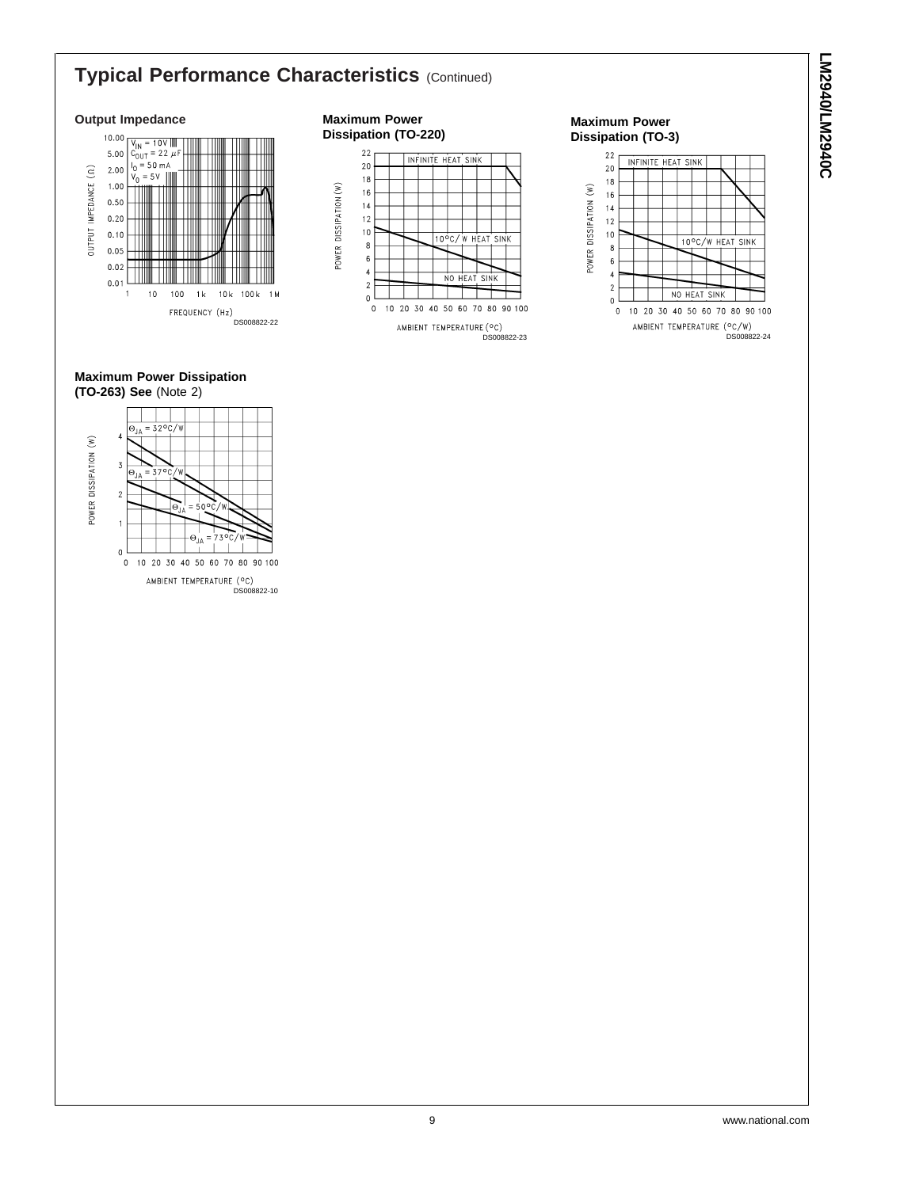## Typical Performance Characteristics (Continued)

**Output Impedance**

$V_{IN} = 10V$
$C_{OUT} = 22\ \mu F$
$I_O = 50\ mA$
$V_O = 5V$

OUTPUT IMPEDANCE (Ω)

FREQUENCY (Hz)

DS008822-22

**Maximum Power Dissipation (TO-220)**

INFINITE HEAT SINK

10°C/ W HEAT SINK

NO HEAT SINK

POWER DISSIPATION (W)

AMBIENT TEMPERATURE (°C)

DS008822-23

**Maximum Power Dissipation (TO-3)**

INFINITE HEAT SINK

10°C/W HEAT SINK

NO HEAT SINK

POWER DISSIPATION (W)

AMBIENT TEMPERATURE (°C/W)

DS008822-24

**Maximum Power Dissipation (TO-263) See** (Note 2)

$\Theta_{JA} = 32°C/W$

$\Theta_{JA} = 37°C/W$

$\Theta_{JA} = 50°C/W$

$\Theta_{JA} = 73°C/W$

POWER DISSIPATION (W)

AMBIENT TEMPERATURE (°C)

DS008822-10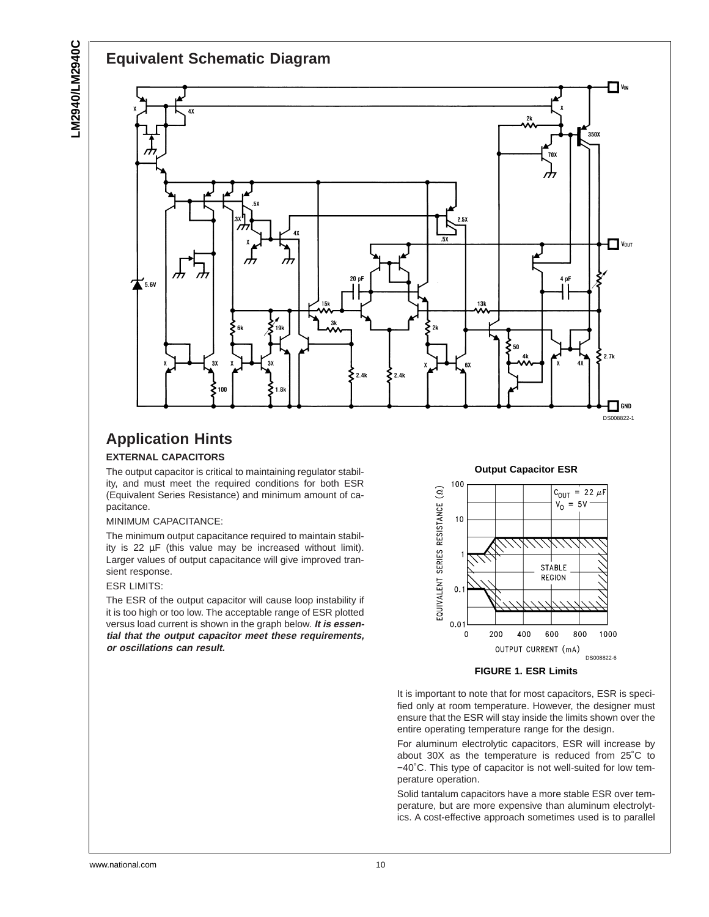## Equivalent Schematic Diagram

DS008822-1

## Application Hints

### EXTERNAL CAPACITORS

The output capacitor is critical to maintaining regulator stability, and must meet the required conditions for both ESR (Equivalent Series Resistance) and minimum amount of capacitance.

MINIMUM CAPACITANCE:

The minimum output capacitance required to maintain stability is 22 µF (this value may be increased without limit). Larger values of output capacitance will give improved transient response.

ESR LIMITS:

The ESR of the output capacitor will cause loop instability if it is too high or too low. The acceptable range of ESR plotted versus load current is shown in the graph below. ***It is essential that the output capacitor meet these requirements, or oscillations can result.***

**Output Capacitor ESR**

DS008822-6

**FIGURE 1. ESR Limits**

It is important to note that for most capacitors, ESR is specified only at room temperature. However, the designer must ensure that the ESR will stay inside the limits shown over the entire operating temperature range for the design.

For aluminum electrolytic capacitors, ESR will increase by about 30X as the temperature is reduced from 25˚C to −40˚C. This type of capacitor is not well-suited for low temperature operation.

Solid tantalum capacitors have a more stable ESR over temperature, but are more expensive than aluminum electrolytics. A cost-effective approach sometimes used is to parallel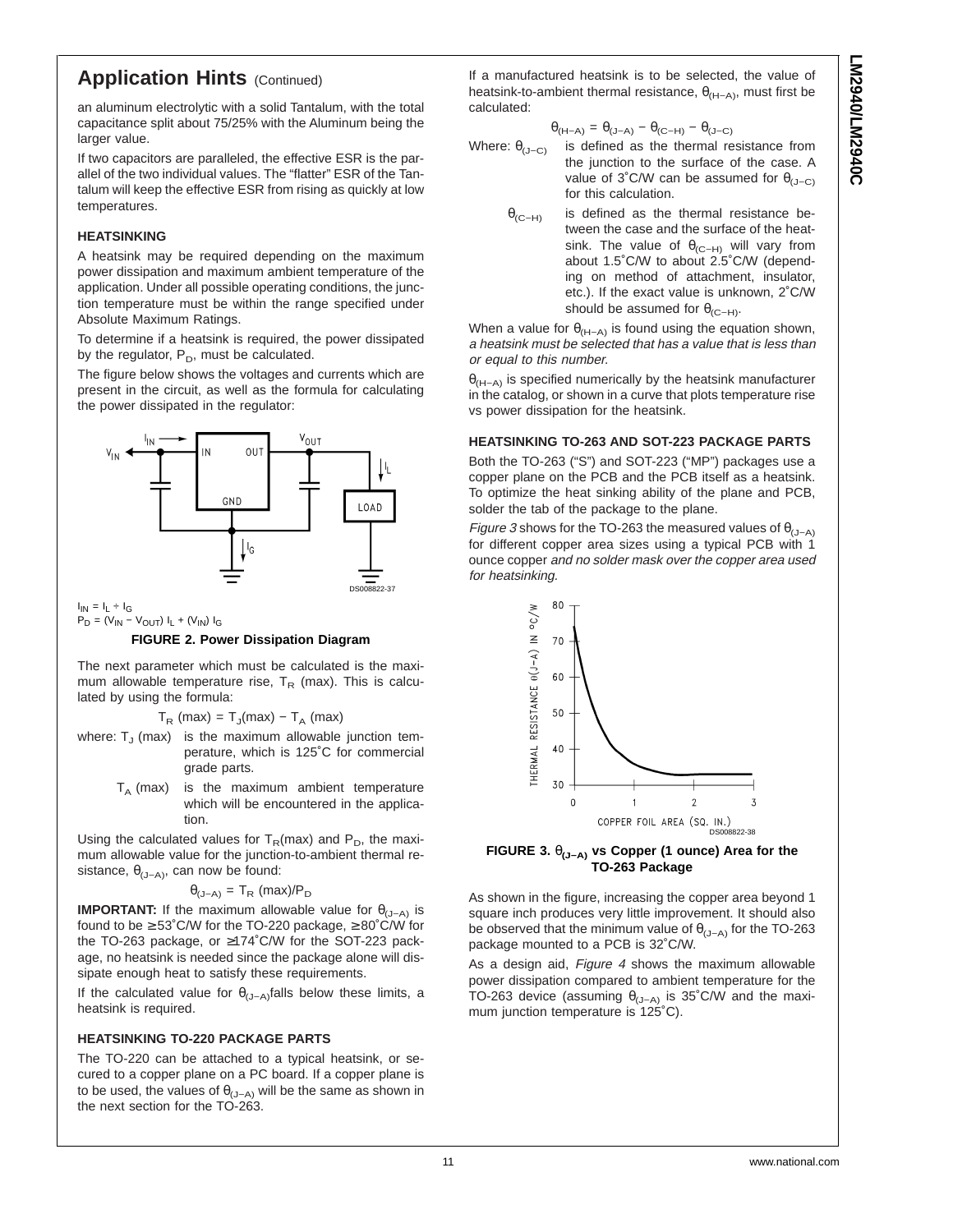## Application Hints (Continued)

an aluminum electrolytic with a solid Tantalum, with the total capacitance split about 75/25% with the Aluminum being the larger value.

If two capacitors are paralleled, the effective ESR is the parallel of the two individual values. The "flatter" ESR of the Tantalum will keep the effective ESR from rising as quickly at low temperatures.

### HEATSINKING

A heatsink may be required depending on the maximum power dissipation and maximum ambient temperature of the application. Under all possible operating conditions, the junction temperature must be within the range specified under Absolute Maximum Ratings.

To determine if a heatsink is required, the power dissipated by the regulator, $P_D$, must be calculated.

The figure below shows the voltages and currents which are present in the circuit, as well as the formula for calculating the power dissipated in the regulator:

$I_{IN} = I_L \div I_G$

$P_D = (V_{IN} - V_{OUT}) I_L + (V_{IN}) I_G$

**FIGURE 2. Power Dissipation Diagram**

The next parameter which must be calculated is the maximum allowable temperature rise, $T_R$ (max). This is calculated by using the formula:

$$T_R\ (max) = T_J(max) - T_A\ (max)$$

where: $T_J$ (max) is the maximum allowable junction temperature, which is 125˚C for commercial grade parts.

$T_A$ (max) is the maximum ambient temperature which will be encountered in the application.

Using the calculated values for $T_R$(max) and $P_D$, the maximum allowable value for the junction-to-ambient thermal resistance, $\theta_{(J-A)}$, can now be found:

$$\theta_{(J-A)} = T_R\ (max)/P_D$$

**IMPORTANT:** If the maximum allowable value for $\theta_{(J-A)}$ is found to be ≥53˚C/W for the TO-220 package, ≥80˚C/W for the TO-263 package, or ≥174˚C/W for the SOT-223 package, no heatsink is needed since the package alone will dissipate enough heat to satisfy these requirements.

If the calculated value for $\theta_{(J-A)}$falls below these limits, a heatsink is required.

### HEATSINKING TO-220 PACKAGE PARTS

The TO-220 can be attached to a typical heatsink, or secured to a copper plane on a PC board. If a copper plane is to be used, the values of $\theta_{(J-A)}$ will be the same as shown in the next section for the TO-263.

If a manufactured heatsink is to be selected, the value of heatsink-to-ambient thermal resistance, $\theta_{(H-A)}$, must first be calculated:

$$\theta_{(H-A)} = \theta_{(J-A)} - \theta_{(C-H)} - \theta_{(J-C)}$$

Where: $\theta_{(J-C)}$ is defined as the thermal resistance from the junction to the surface of the case. A value of 3˚C/W can be assumed for $\theta_{(J-C)}$ for this calculation.

$\theta_{(C-H)}$ is defined as the thermal resistance between the case and the surface of the heatsink. The value of $\theta_{(C-H)}$ will vary from about 1.5˚C/W to about 2.5˚C/W (depending on method of attachment, insulator, etc.). If the exact value is unknown, 2˚C/W should be assumed for $\theta_{(C-H)}$.

When a value for $\theta_{(H-A)}$ is found using the equation shown, *a heatsink must be selected that has a value that is less than or equal to this number.*

$\theta_{(H-A)}$ is specified numerically by the heatsink manufacturer in the catalog, or shown in a curve that plots temperature rise vs power dissipation for the heatsink.

### HEATSINKING TO-263 AND SOT-223 PACKAGE PARTS

Both the TO-263 ("S") and SOT-223 ("MP") packages use a copper plane on the PCB and the PCB itself as a heatsink. To optimize the heat sinking ability of the plane and PCB, solder the tab of the package to the plane.

*Figure 3* shows for the TO-263 the measured values of $\theta_{(J-A)}$ for different copper area sizes using a typical PCB with 1 ounce copper *and no solder mask over the copper area used for heatsinking.*

**FIGURE 3. $\theta_{(J-A)}$ vs Copper (1 ounce) Area for the TO-263 Package**

As shown in the figure, increasing the copper area beyond 1 square inch produces very little improvement. It should also be observed that the minimum value of $\theta_{(J-A)}$ for the TO-263 package mounted to a PCB is 32˚C/W.

As a design aid, *Figure 4* shows the maximum allowable power dissipation compared to ambient temperature for the TO-263 device (assuming $\theta_{(J-A)}$ is 35˚C/W and the maximum junction temperature is 125˚C).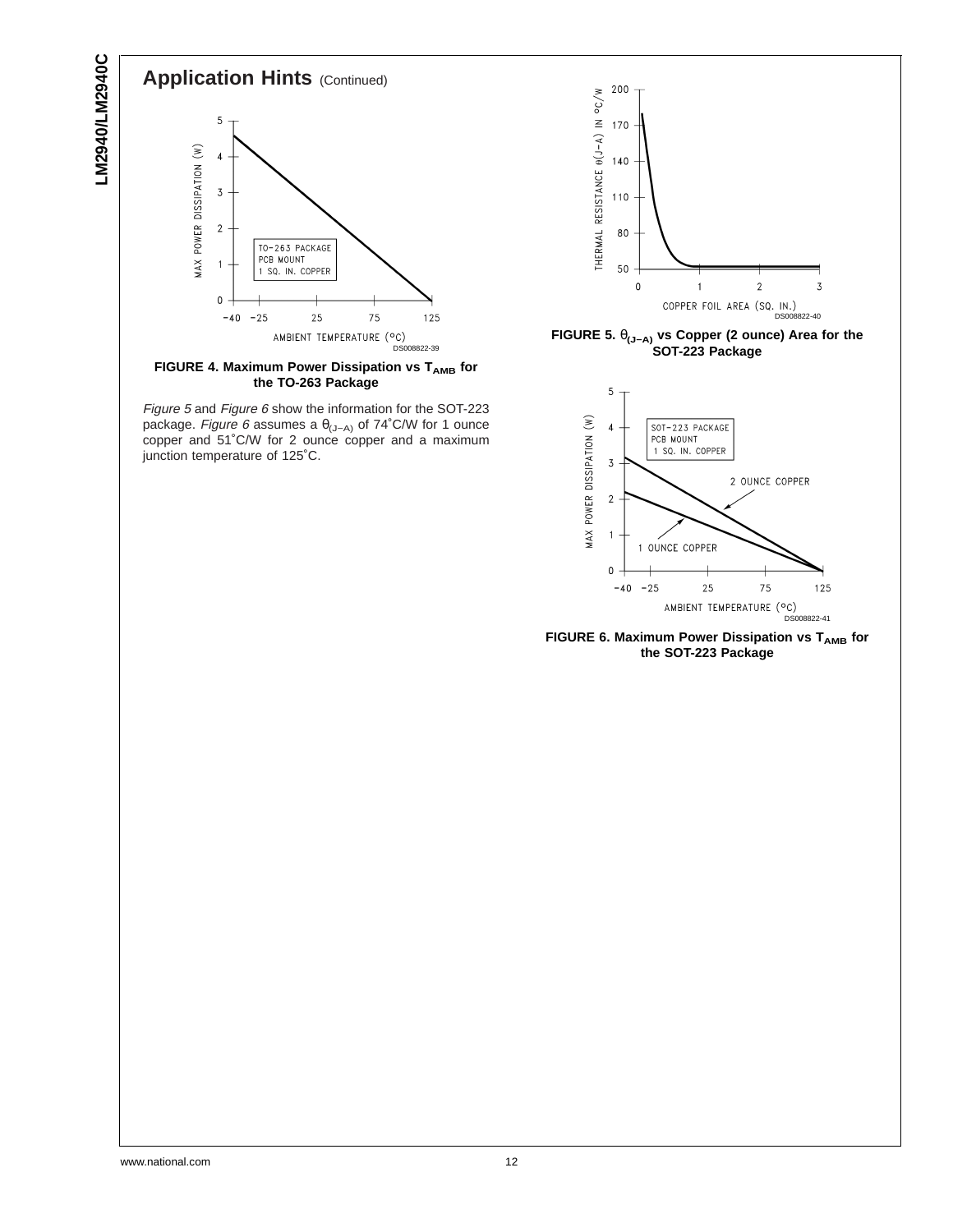## Application Hints (Continued)

**FIGURE 4. Maximum Power Dissipation vs $T_{AMB}$ for the TO-263 Package**

*Figure 5* and *Figure 6* show the information for the SOT-223 package. *Figure 6* assumes a $\theta_{(J-A)}$ of 74˚C/W for 1 ounce copper and 51˚C/W for 2 ounce copper and a maximum junction temperature of 125˚C.

**FIGURE 5. $\theta_{(J-A)}$ vs Copper (2 ounce) Area for the SOT-223 Package**

**FIGURE 6. Maximum Power Dissipation vs $T_{AMB}$ for the SOT-223 Package**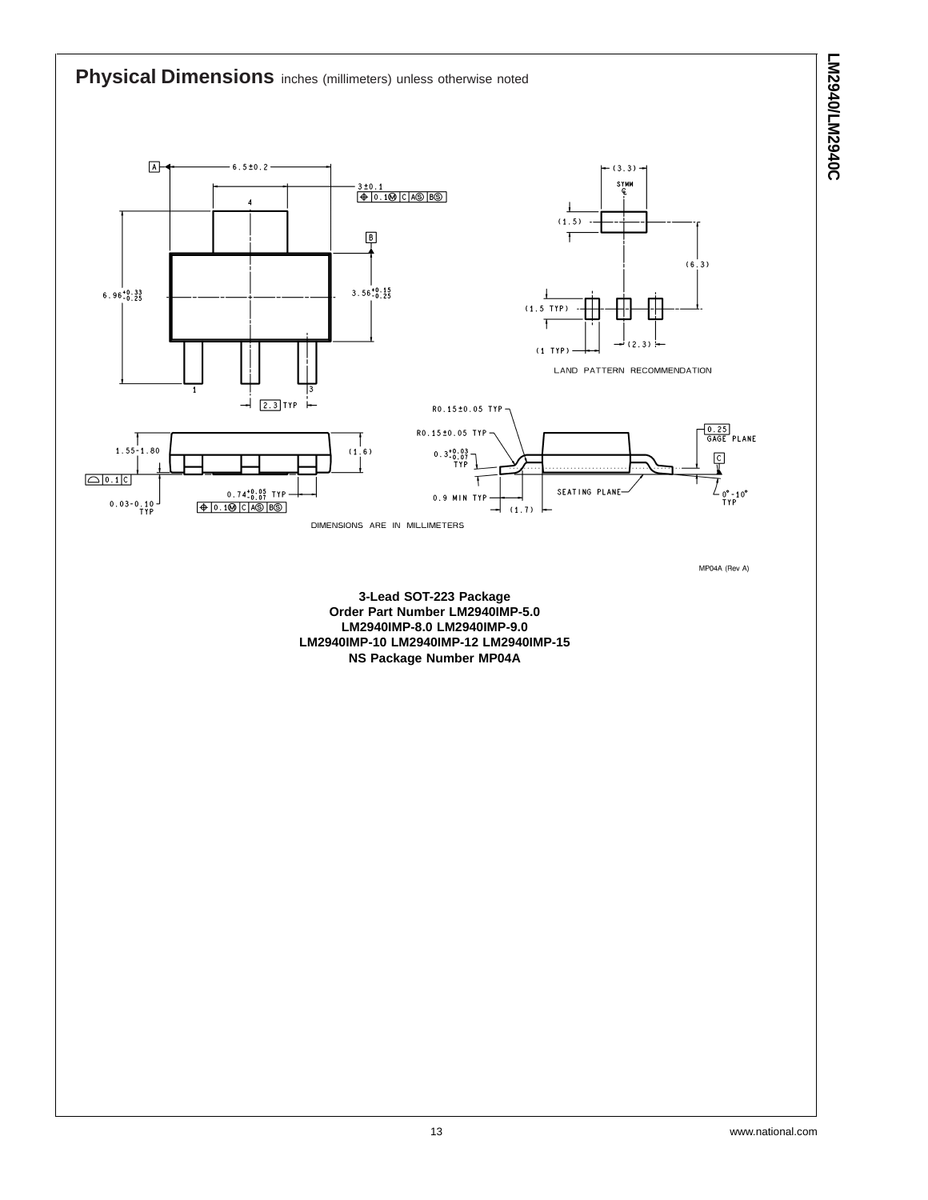## Physical Dimensions inches (millimeters) unless otherwise noted

DIMENSIONS ARE IN MILLIMETERS

MP04A (Rev A)

**3-Lead SOT-223 Package**
**Order Part Number LM2940IMP-5.0**
**LM2940IMP-8.0 LM2940IMP-9.0**
**LM2940IMP-10 LM2940IMP-12 LM2940IMP-15**
**NS Package Number MP04A**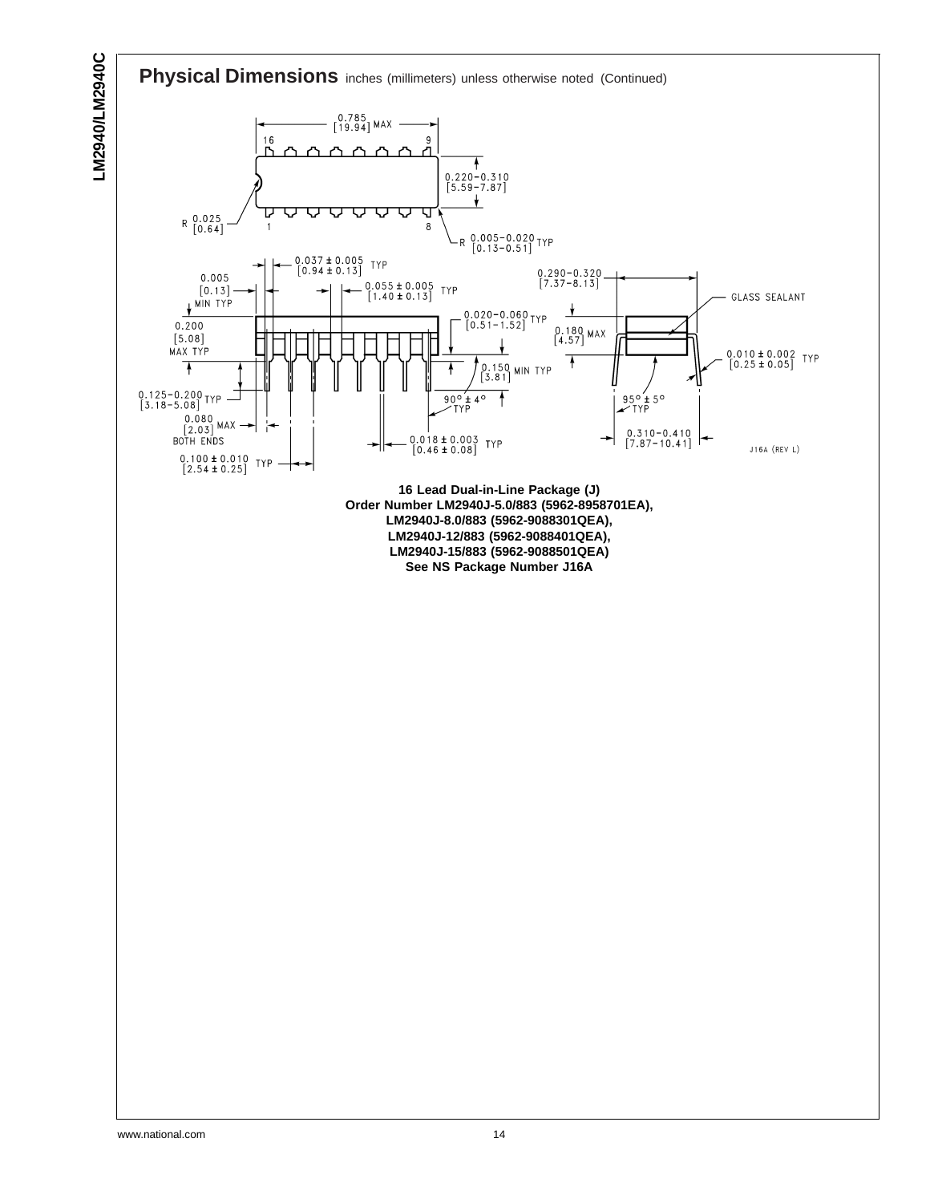## Physical Dimensions inches (millimeters) unless otherwise noted (Continued)

**16 Lead Dual-in-Line Package (J)**
**Order Number LM2940J-5.0/883 (5962-8958701EA),**
**LM2940J-8.0/883 (5962-9088301QEA),**
**LM2940J-12/883 (5962-9088401QEA),**
**LM2940J-15/883 (5962-9088501QEA)**
**See NS Package Number J16A**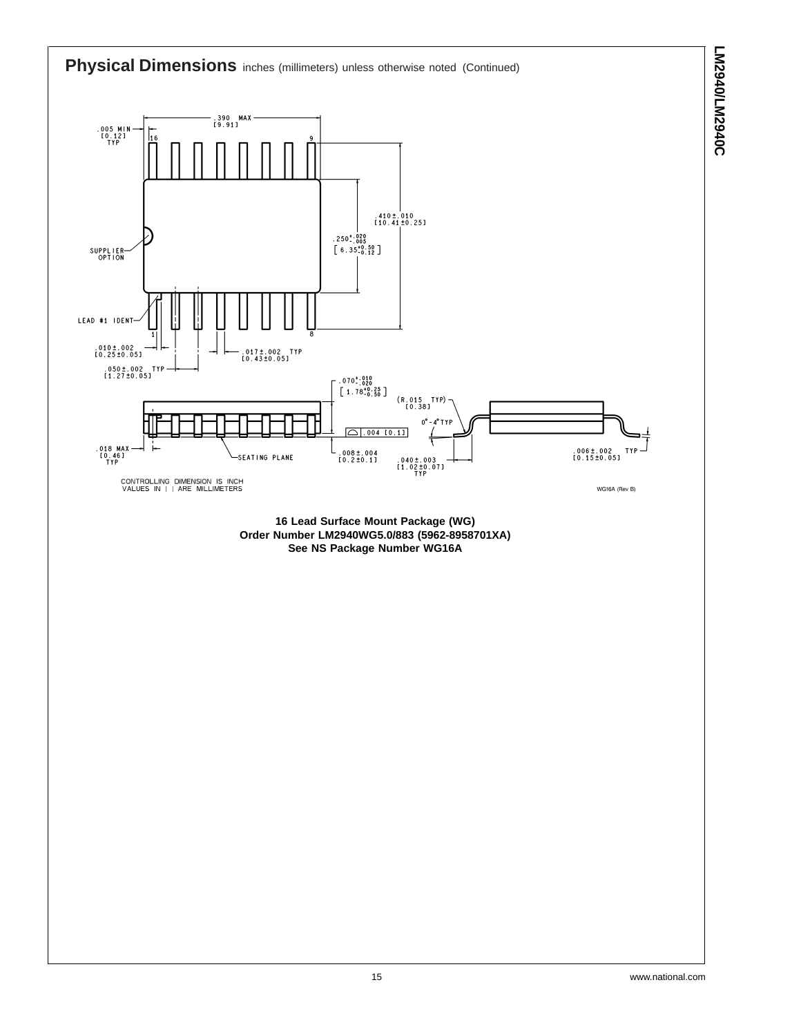## Physical Dimensions inches (millimeters) unless otherwise noted (Continued)

CONTROLLING DIMENSION IS INCH
VALUES IN [ ] ARE MILLIMETERS

WG16A (Rev B)

**16 Lead Surface Mount Package (WG)**
**Order Number LM2940WG5.0/883 (5962-8958701XA)**
**See NS Package Number WG16A**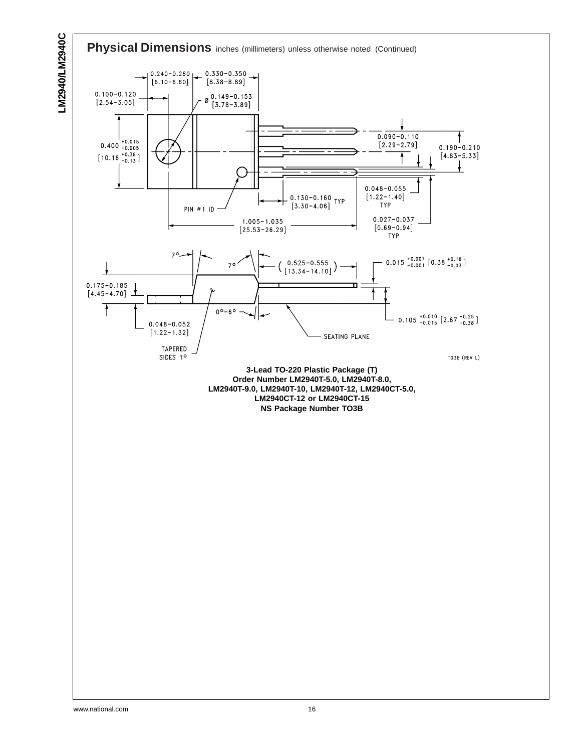## Physical Dimensions inches (millimeters) unless otherwise noted (Continued)

0.240–0.260 [6.10–6.60]

0.330–0.350 [8.38–8.89]

0.100–0.120 [2.54–3.05]

Ø 0.149–0.153 [3.78–3.89]

0.400 $^{+0.015}_{-0.005}$ [10.16 $^{+0.38}_{-0.13}$]

0.090–0.110 [2.29–2.79]

0.190–0.210 [4.83–5.33]

0.048–0.055 [1.22–1.40] TYP

0.130–0.160 TYP [3.30–4.06]

PIN #1 ID

0.027–0.037 [0.69–0.94] TYP

1.005–1.035 [25.53–26.29]

7°

7°

(0.525–0.555 [13.34–14.10])

0.015 $^{+0.007}_{-0.001}$ [0.38 $^{+0.18}_{-0.03}$]

0.175–0.185 [4.45–4.70]

0°–6°

0.105 $^{+0.010}_{-0.015}$ [2.67 $^{+0.25}_{-0.38}$]

0.048–0.052 [1.22–1.32]

SEATING PLANE

TAPERED SIDES 1°

T03B (REV L)

**3-Lead TO-220 Plastic Package (T)**
**Order Number LM2940T-5.0, LM2940T-8.0,**
**LM2940T-9.0, LM2940T-10, LM2940T-12, LM2940CT-5.0,**
**LM2940CT-12 or LM2940CT-15**
**NS Package Number TO3B**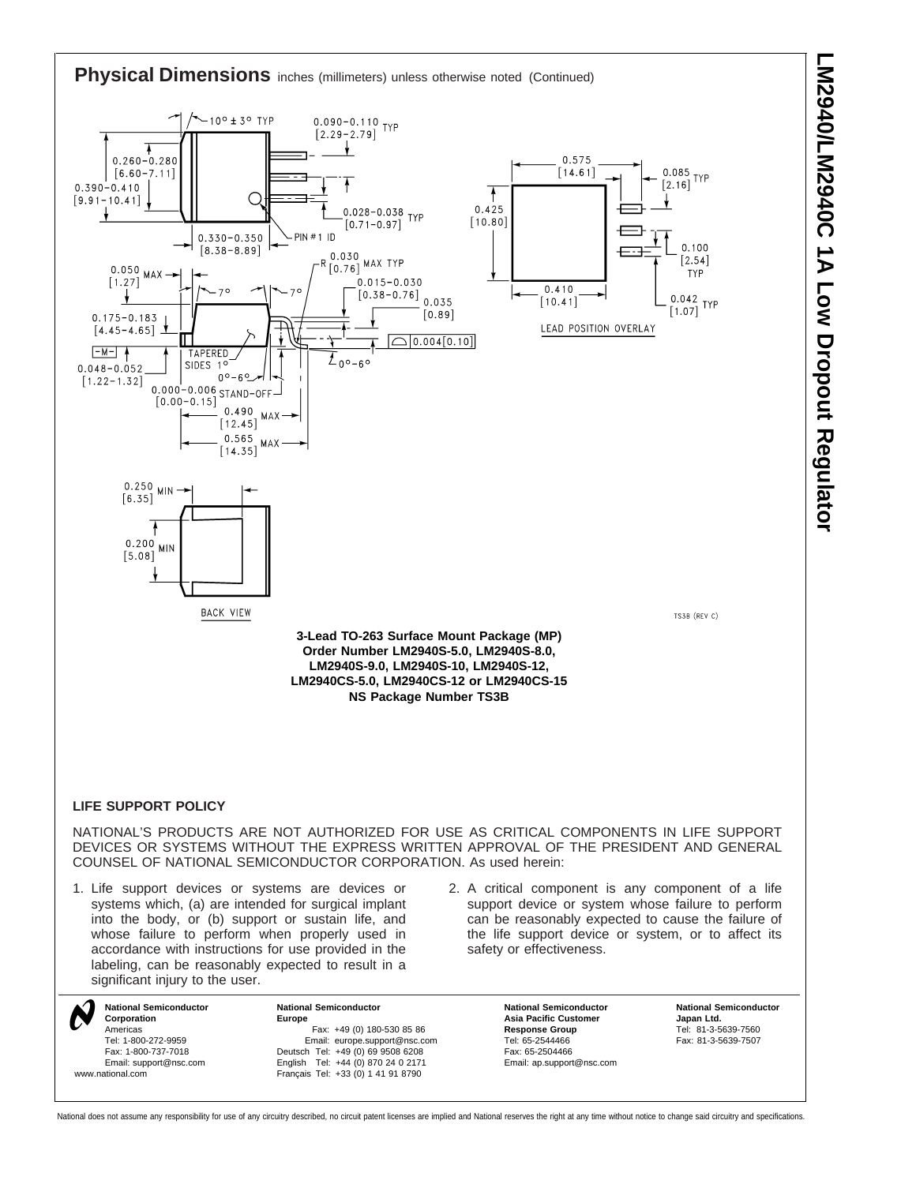## Physical Dimensions inches (millimeters) unless otherwise noted (Continued)

10° ± 3° TYP
0.090–0.110 TYP [2.29–2.79]
0.260–0.280 [6.60–7.11]
0.390–0.410 [9.91–10.41]
0.028–0.038 TYP [0.71–0.97]
0.330–0.350 [8.38–8.89]
PIN #1 ID
0.575 [14.61]
0.085 TYP [2.16]
0.425 [10.80]
0.100 [2.54] TYP
0.410 [10.41]
0.042 TYP [1.07]
LEAD POSITION OVERLAY
0.050 MAX [1.27]
7°
7°
R 0.030 [0.76] MAX TYP
0.015–0.030 [0.38–0.76]
0.035 [0.89]
0.175–0.183 [4.45–4.65]
0.004[0.10]
-M-
TAPERED SIDES 1°
0°–6°
0°–6°
0.048–0.052 [1.22–1.32]
0.000–0.006 [0.00–0.15] STAND-OFF
0.490 MAX [12.45]
0.565 MAX [14.35]
0.250 MIN [6.35]
0.200 MIN [5.08]
BACK VIEW
TS3B (REV C)

**3-Lead TO-263 Surface Mount Package (MP)**
**Order Number LM2940S-5.0, LM2940S-8.0, LM2940S-9.0, LM2940S-10, LM2940S-12, LM2940CS-5.0, LM2940CS-12 or LM2940CS-15**
**NS Package Number TS3B**

### LIFE SUPPORT POLICY

NATIONAL'S PRODUCTS ARE NOT AUTHORIZED FOR USE AS CRITICAL COMPONENTS IN LIFE SUPPORT DEVICES OR SYSTEMS WITHOUT THE EXPRESS WRITTEN APPROVAL OF THE PRESIDENT AND GENERAL COUNSEL OF NATIONAL SEMICONDUCTOR CORPORATION. As used herein:

1. Life support devices or systems are devices or systems which, (a) are intended for surgical implant into the body, or (b) support or sustain life, and whose failure to perform when properly used in accordance with instructions for use provided in the labeling, can be reasonably expected to result in a significant injury to the user.
2. A critical component is any component of a life support device or system whose failure to perform can be reasonably expected to cause the failure of the life support device or system, or to affect its safety or effectiveness.

**National Semiconductor Corporation**
Americas
Tel: 1-800-272-9959
Fax: 1-800-737-7018
Email: support@nsc.com
www.national.com

**National Semiconductor Europe**
Fax: +49 (0) 180-530 85 86
Email: europe.support@nsc.com
Deutsch Tel: +49 (0) 69 9508 6208
English Tel: +44 (0) 870 24 0 2171
Français Tel: +33 (0) 1 41 91 8790

**National Semiconductor Asia Pacific Customer Response Group**
Tel: 65-2544466
Fax: 65-2504466
Email: ap.support@nsc.com

**National Semiconductor Japan Ltd.**
Tel: 81-3-5639-7560
Fax: 81-3-5639-7507

National does not assume any responsibility for use of any circuitry described, no circuit patent licenses are implied and National reserves the right at any time without notice to change said circuitry and specifications.